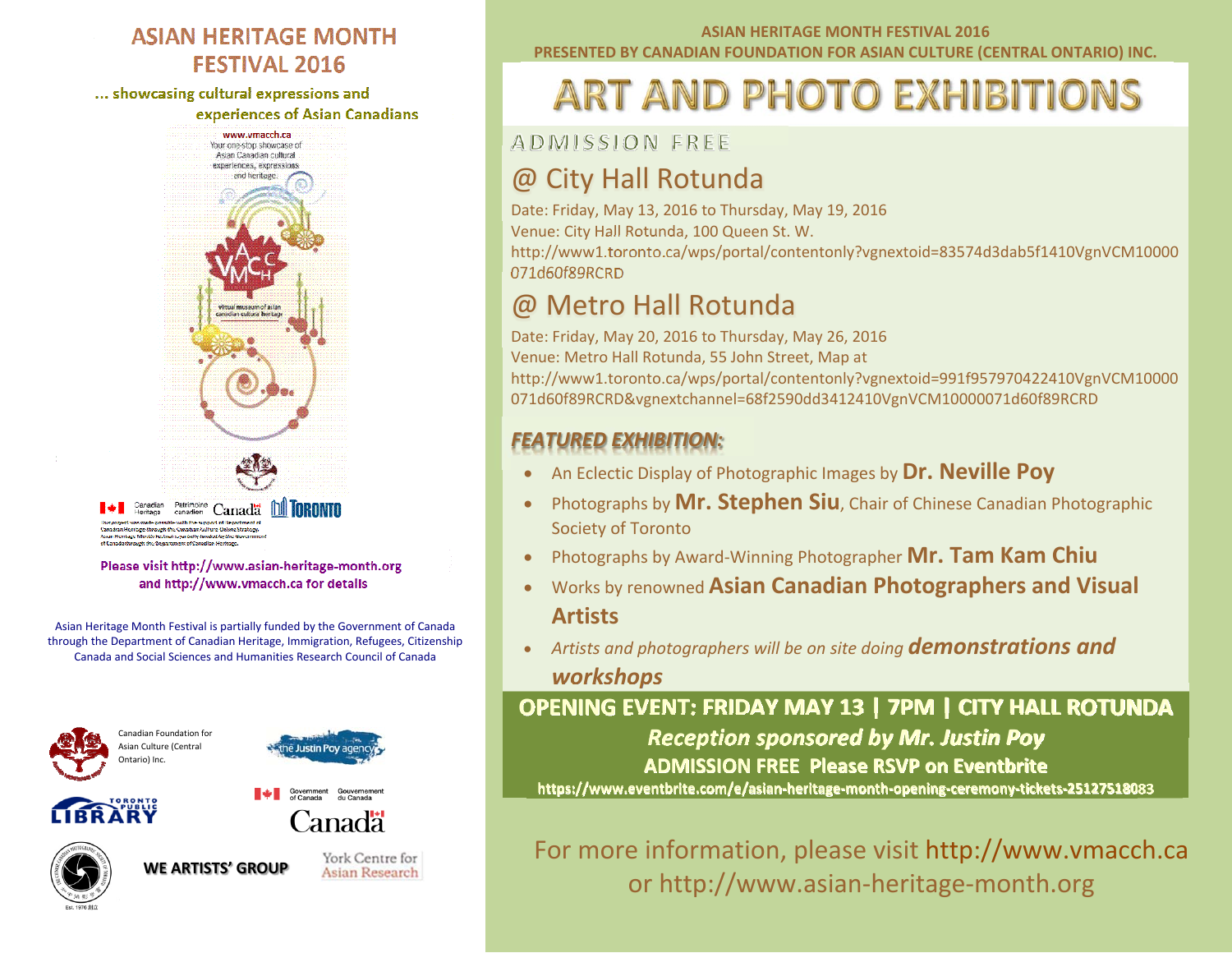# ASIAN HERITAGE MONTH FESTIVAL 2016

... showcasing cultural expressions and experiences of Asian Canadians

www.vmacch.ca
Your one-stop showcase of Asian Canadian cultural experiences, expressions and heritage.

virtual museum of asian canadian cultural heritage

Please visit http://www.asian-heritage-month.org and http://www.vmacch.ca for details

Asian Heritage Month Festival is partially funded by the Government of Canada through the Department of Canadian Heritage, Immigration, Refugees, Citizenship Canada and Social Sciences and Humanities Research Council of Canada

Canadian Foundation for Asian Culture (Central Ontario) Inc.

the Justin Poy agency

Toronto Public Library

Government of Canada / Gouvernement du Canada

WE ARTISTS' GROUP

York Centre for Asian Research

---

ASIAN HERITAGE MONTH FESTIVAL 2016
PRESENTED BY CANADIAN FOUNDATION FOR ASIAN CULTURE (CENTRAL ONTARIO) INC.

# ART AND PHOTO EXHIBITIONS

ADMISSION FREE

## @ City Hall Rotunda

Date: Friday, May 13, 2016 to Thursday, May 19, 2016
Venue: City Hall Rotunda, 100 Queen St. W.
http://www1.toronto.ca/wps/portal/contentonly?vgnextoid=83574d3dab5f1410VgnVCM10000071d60f89RCRD

## @ Metro Hall Rotunda

Date: Friday, May 20, 2016 to Thursday, May 26, 2016
Venue: Metro Hall Rotunda, 55 John Street, Map at
http://www1.toronto.ca/wps/portal/contentonly?vgnextoid=991f957970422410VgnVCM10000071d60f89RCRD&vgnextchannel=68f2590dd3412410VgnVCM10000071d60f89RCRD

## *FEATURED EXHIBITION:*

- An Eclectic Display of Photographic Images by **Dr. Neville Poy**
- Photographs by **Mr. Stephen Siu**, Chair of Chinese Canadian Photographic Society of Toronto
- Photographs by Award-Winning Photographer **Mr. Tam Kam Chiu**
- Works by renowned **Asian Canadian Photographers and Visual Artists**
- *Artists and photographers will be on site doing **demonstrations and workshops***

**OPENING EVENT: FRIDAY MAY 13 | 7PM | CITY HALL ROTUNDA**

***Reception sponsored by Mr. Justin Poy***

**ADMISSION FREE Please RSVP on Eventbrite**

**https://www.eventbrite.com/e/asian-heritage-month-opening-ceremony-tickets-25127518083**

For more information, please visit http://www.vmacch.ca or http://www.asian-heritage-month.org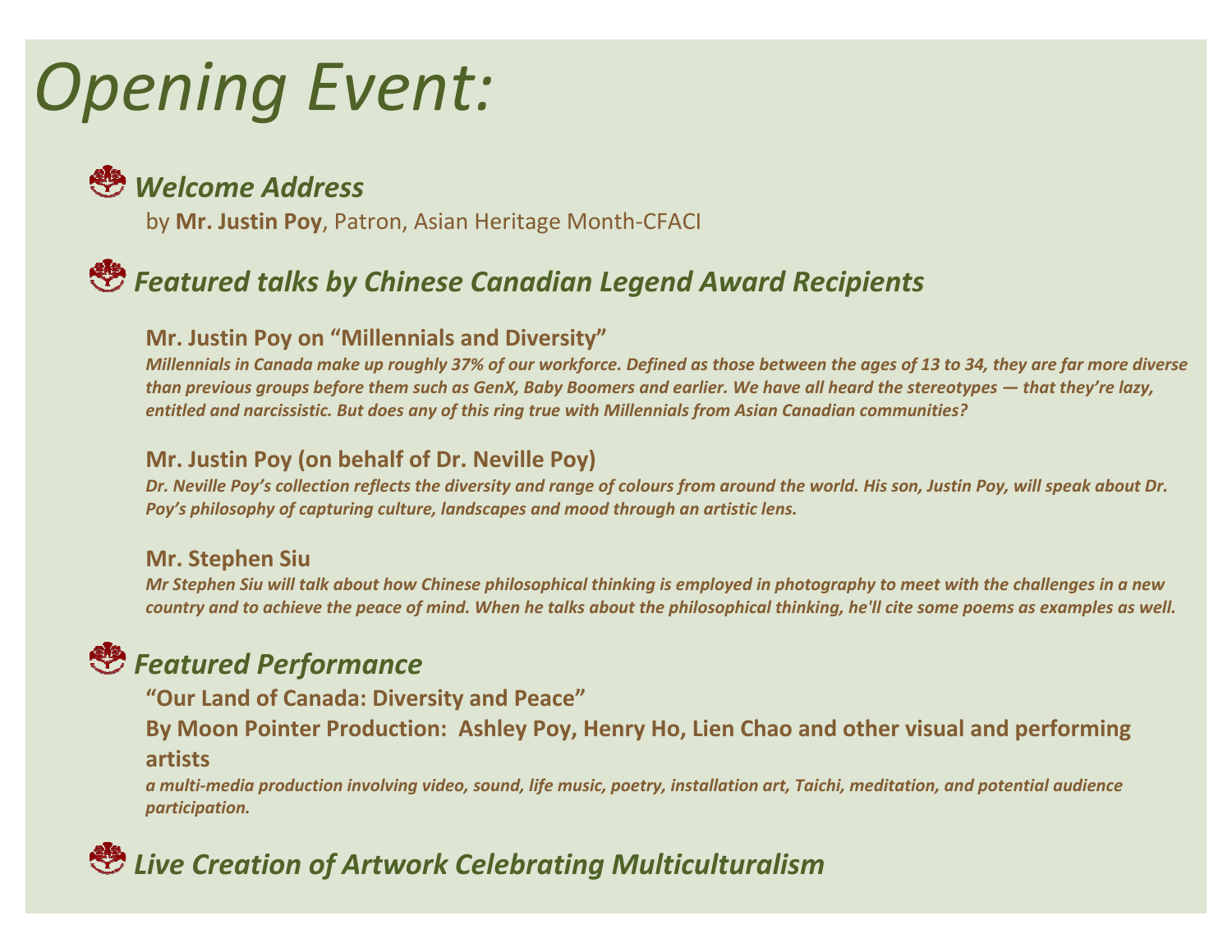# *Opening Event:*

## *Welcome Address*

by **Mr. Justin Poy**, Patron, Asian Heritage Month-CFACI

## *Featured talks by Chinese Canadian Legend Award Recipients*

**Mr. Justin Poy on "Millennials and Diversity"**

***Millennials in Canada make up roughly 37% of our workforce. Defined as those between the ages of 13 to 34, they are far more diverse than previous groups before them such as GenX, Baby Boomers and earlier. We have all heard the stereotypes — that they're lazy, entitled and narcissistic. But does any of this ring true with Millennials from Asian Canadian communities?***

**Mr. Justin Poy (on behalf of Dr. Neville Poy)**

***Dr. Neville Poy's collection reflects the diversity and range of colours from around the world. His son, Justin Poy, will speak about Dr. Poy's philosophy of capturing culture, landscapes and mood through an artistic lens.***

**Mr. Stephen Siu**

***Mr Stephen Siu will talk about how Chinese philosophical thinking is employed in photography to meet with the challenges in a new country and to achieve the peace of mind. When he talks about the philosophical thinking, he'll cite some poems as examples as well.***

## *Featured Performance*

**"Our Land of Canada: Diversity and Peace"**

**By Moon Pointer Production: Ashley Poy, Henry Ho, Lien Chao and other visual and performing artists**

***a multi-media production involving video, sound, life music, poetry, installation art, Taichi, meditation, and potential audience participation.***

## *Live Creation of Artwork Celebrating Multiculturalism*